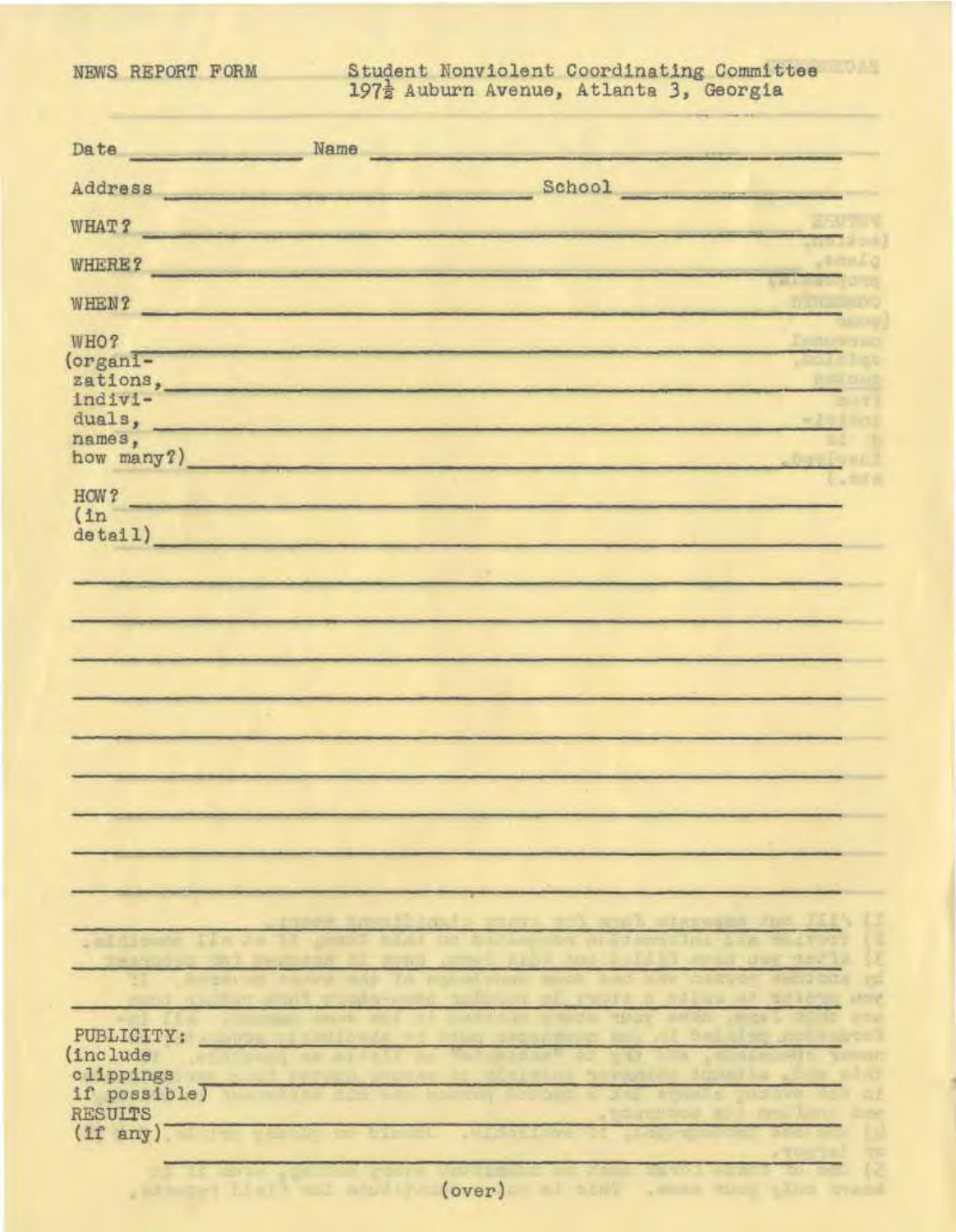NEWS REPORT FORM

Student Nonviolent Coordinating Committee
197½ Auburn Avenue, Atlanta 3, Georgia

Date ______________ Name ______________________________

Address ______________________________ School ______________

WHAT? ______________________________________________

WHERE? ______________________________________________

WHEN? ______________________________________________

WHO?
(organizations, individuals, names, how many?) ______________________________________________

HOW?
(in detail) ______________________________________________

PUBLICITY:
(include clippings if possible) ______________________________________________

RESULTS
(if any) ______________________________________________

(over)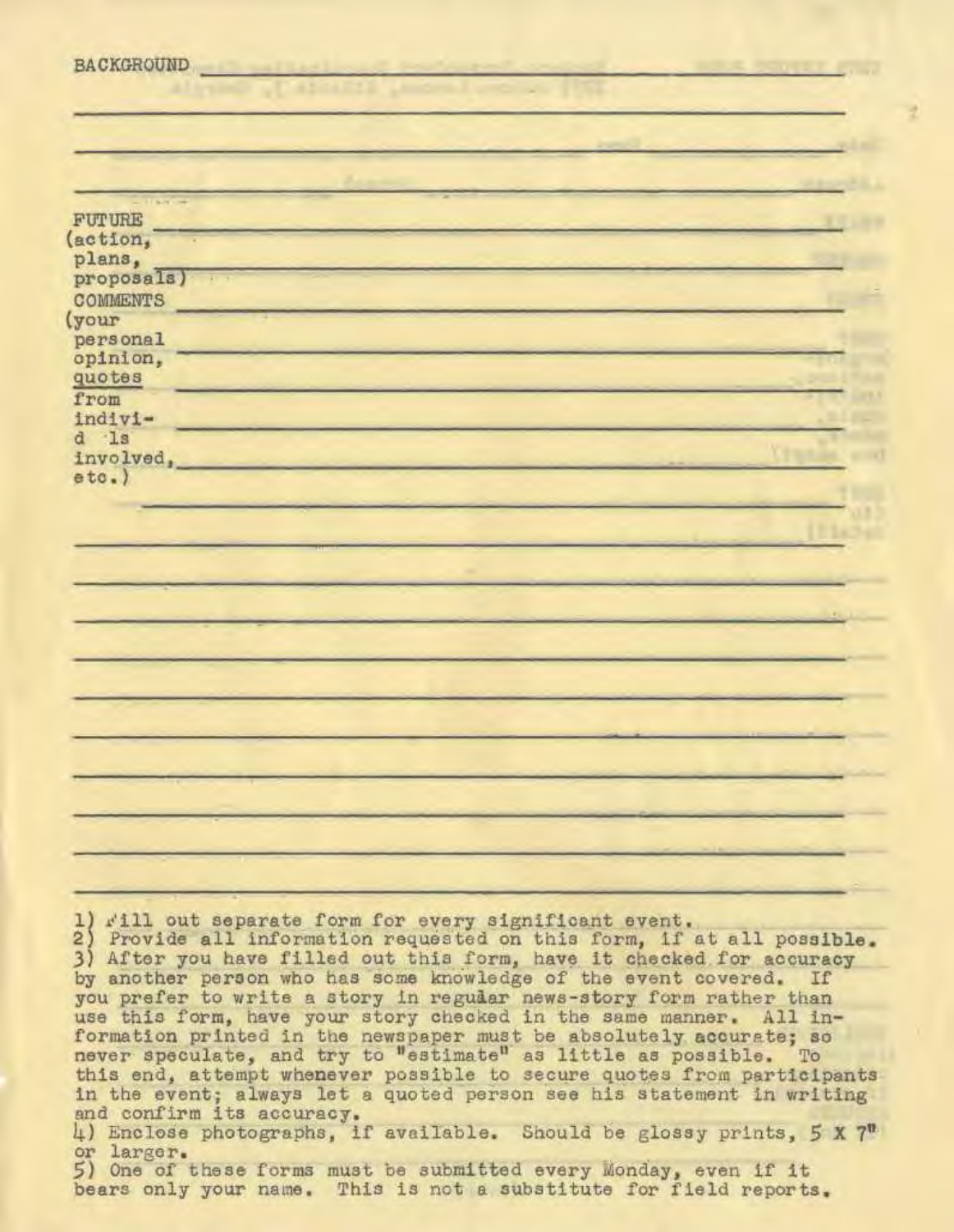BACKGROUND \_\_\_\_\_\_\_\_\_\_\_\_\_\_\_\_\_\_\_\_\_\_\_\_\_\_\_\_\_\_\_\_\_\_\_\_\_\_\_\_\_\_\_\_\_\_\_\_\_\_\_\_\_\_\_\_\_\_\_\_

FUTURE (action, plans, proposals) \_\_\_\_\_\_\_\_\_\_\_\_\_\_\_\_\_\_\_\_\_\_\_\_\_\_\_\_\_\_\_\_\_\_\_\_\_\_\_\_\_\_\_\_\_\_

COMMENTS (your personal opinion, quotes from individuals involved, etc.) \_\_\_\_\_\_\_\_\_\_\_\_\_\_\_\_\_\_\_\_\_\_\_\_\_\_\_\_\_\_\_\_\_\_\_\_\_\_\_\_\_\_\_\_\_\_

1) Fill out separate form for every significant event.
2) Provide all information requested on this form, if at all possible.
3) After you have filled out this form, have it checked for accuracy by another person who has some knowledge of the event covered. If you prefer to write a story in regular news-story form rather than use this form, have your story checked in the same manner. All information printed in the newspaper must be absolutely accurate; so never speculate, and try to "estimate" as little as possible. To this end, attempt whenever possible to secure quotes from participants in the event; always let a quoted person see his statement in writing and confirm its accuracy.
4) Enclose photographs, if available. Should be glossy prints, 5 X 7" or larger.
5) One of these forms must be submitted every Monday, even if it bears only your name. This is not a substitute for field reports.